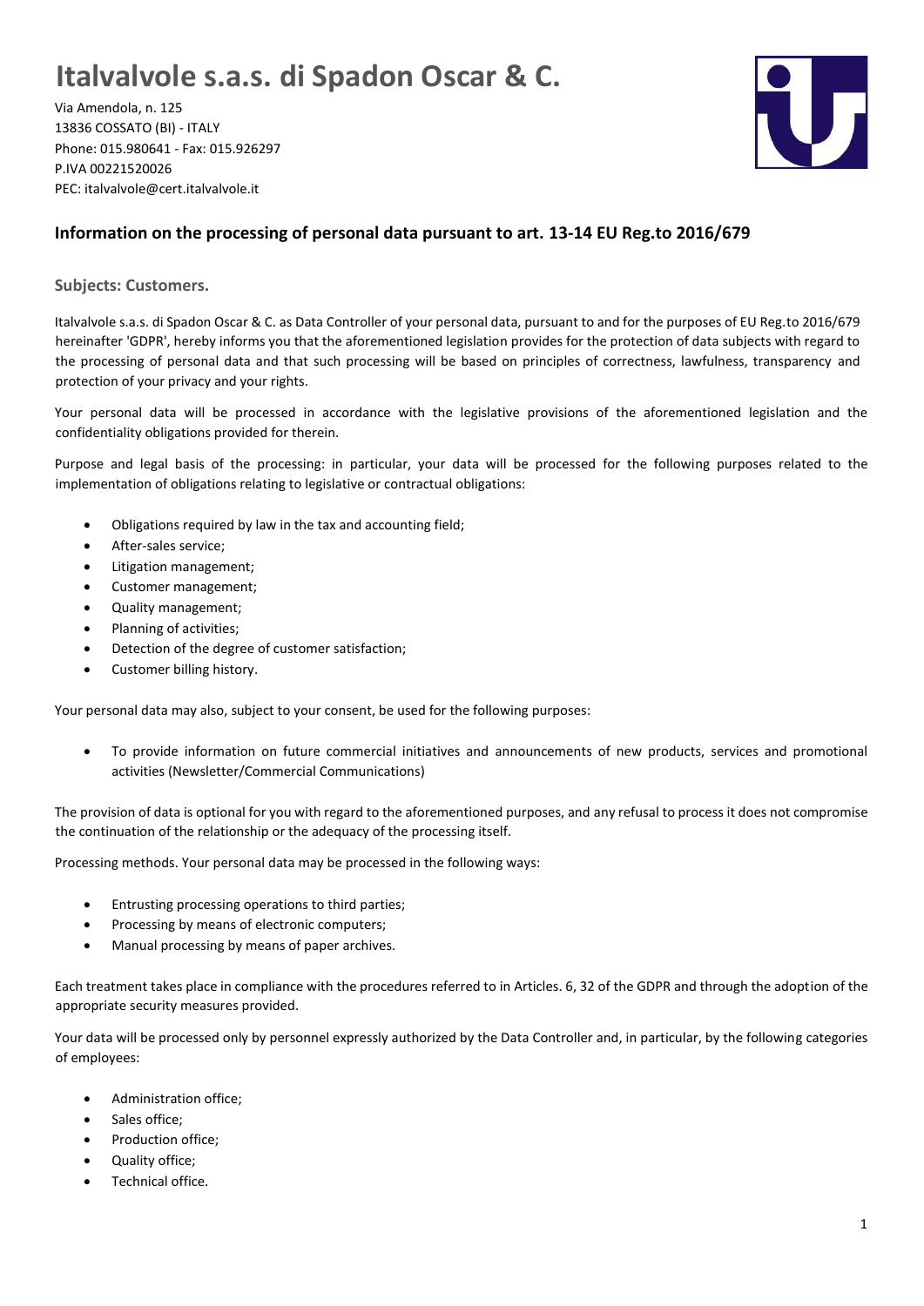# Italvalvole s.a.s. di Spadon Oscar & C.

Via Amendola, n. 125
13836 COSSATO (BI) - ITALY
Phone: 015.980641 - Fax: 015.926297
P.IVA 00221520026
PEC: italvalvole@cert.italvalvole.it

## Information on the processing of personal data pursuant to art. 13-14 EU Reg.to 2016/679

### Subjects: Customers.

Italvalvole s.a.s. di Spadon Oscar & C. as Data Controller of your personal data, pursuant to and for the purposes of EU Reg.to 2016/679 hereinafter 'GDPR', hereby informs you that the aforementioned legislation provides for the protection of data subjects with regard to the processing of personal data and that such processing will be based on principles of correctness, lawfulness, transparency and protection of your privacy and your rights.

Your personal data will be processed in accordance with the legislative provisions of the aforementioned legislation and the confidentiality obligations provided for therein.

Purpose and legal basis of the processing: in particular, your data will be processed for the following purposes related to the implementation of obligations relating to legislative or contractual obligations:

- Obligations required by law in the tax and accounting field;
- After-sales service;
- Litigation management;
- Customer management;
- Quality management;
- Planning of activities;
- Detection of the degree of customer satisfaction;
- Customer billing history.

Your personal data may also, subject to your consent, be used for the following purposes:

- To provide information on future commercial initiatives and announcements of new products, services and promotional activities (Newsletter/Commercial Communications)

The provision of data is optional for you with regard to the aforementioned purposes, and any refusal to process it does not compromise the continuation of the relationship or the adequacy of the processing itself.

Processing methods. Your personal data may be processed in the following ways:

- Entrusting processing operations to third parties;
- Processing by means of electronic computers;
- Manual processing by means of paper archives.

Each treatment takes place in compliance with the procedures referred to in Articles. 6, 32 of the GDPR and through the adoption of the appropriate security measures provided.

Your data will be processed only by personnel expressly authorized by the Data Controller and, in particular, by the following categories of employees:

- Administration office;
- Sales office;
- Production office;
- Quality office;
- Technical office.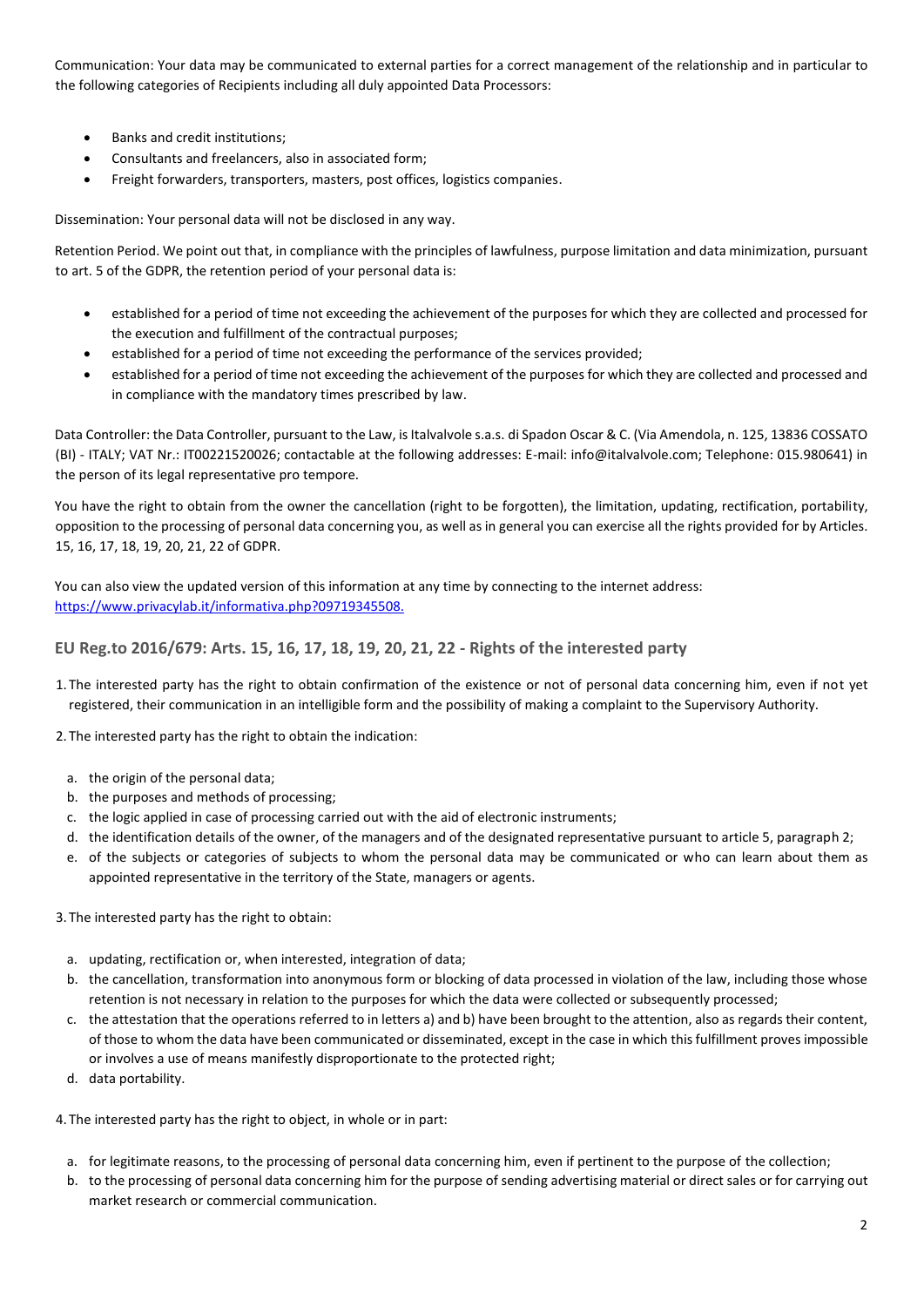Communication: Your data may be communicated to external parties for a correct management of the relationship and in particular to the following categories of Recipients including all duly appointed Data Processors:

- Banks and credit institutions;
- Consultants and freelancers, also in associated form;
- Freight forwarders, transporters, masters, post offices, logistics companies.

Dissemination: Your personal data will not be disclosed in any way.

Retention Period. We point out that, in compliance with the principles of lawfulness, purpose limitation and data minimization, pursuant to art. 5 of the GDPR, the retention period of your personal data is:

- established for a period of time not exceeding the achievement of the purposes for which they are collected and processed for the execution and fulfillment of the contractual purposes;
- established for a period of time not exceeding the performance of the services provided;
- established for a period of time not exceeding the achievement of the purposes for which they are collected and processed and in compliance with the mandatory times prescribed by law.

Data Controller: the Data Controller, pursuant to the Law, is Italvalvole s.a.s. di Spadon Oscar & C. (Via Amendola, n. 125, 13836 COSSATO (BI) - ITALY; VAT Nr.: IT00221520026; contactable at the following addresses: E-mail: info@italvalvole.com; Telephone: 015.980641) in the person of its legal representative pro tempore.

You have the right to obtain from the owner the cancellation (right to be forgotten), the limitation, updating, rectification, portability, opposition to the processing of personal data concerning you, as well as in general you can exercise all the rights provided for by Articles. 15, 16, 17, 18, 19, 20, 21, 22 of GDPR.

You can also view the updated version of this information at any time by connecting to the internet address: [https://www.privacylab.it/informativa.php?09719345508.](https://www.privacylab.it/informativa.php?09719345508)

## EU Reg.to 2016/679: Arts. 15, 16, 17, 18, 19, 20, 21, 22 - Rights of the interested party

1. The interested party has the right to obtain confirmation of the existence or not of personal data concerning him, even if not yet registered, their communication in an intelligible form and the possibility of making a complaint to the Supervisory Authority.

2. The interested party has the right to obtain the indication:

   a. the origin of the personal data;
   b. the purposes and methods of processing;
   c. the logic applied in case of processing carried out with the aid of electronic instruments;
   d. the identification details of the owner, of the managers and of the designated representative pursuant to article 5, paragraph 2;
   e. of the subjects or categories of subjects to whom the personal data may be communicated or who can learn about them as appointed representative in the territory of the State, managers or agents.

3. The interested party has the right to obtain:

   a. updating, rectification or, when interested, integration of data;
   b. the cancellation, transformation into anonymous form or blocking of data processed in violation of the law, including those whose retention is not necessary in relation to the purposes for which the data were collected or subsequently processed;
   c. the attestation that the operations referred to in letters a) and b) have been brought to the attention, also as regards their content, of those to whom the data have been communicated or disseminated, except in the case in which this fulfillment proves impossible or involves a use of means manifestly disproportionate to the protected right;
   d. data portability.

4. The interested party has the right to object, in whole or in part:

   a. for legitimate reasons, to the processing of personal data concerning him, even if pertinent to the purpose of the collection;
   b. to the processing of personal data concerning him for the purpose of sending advertising material or direct sales or for carrying out market research or commercial communication.